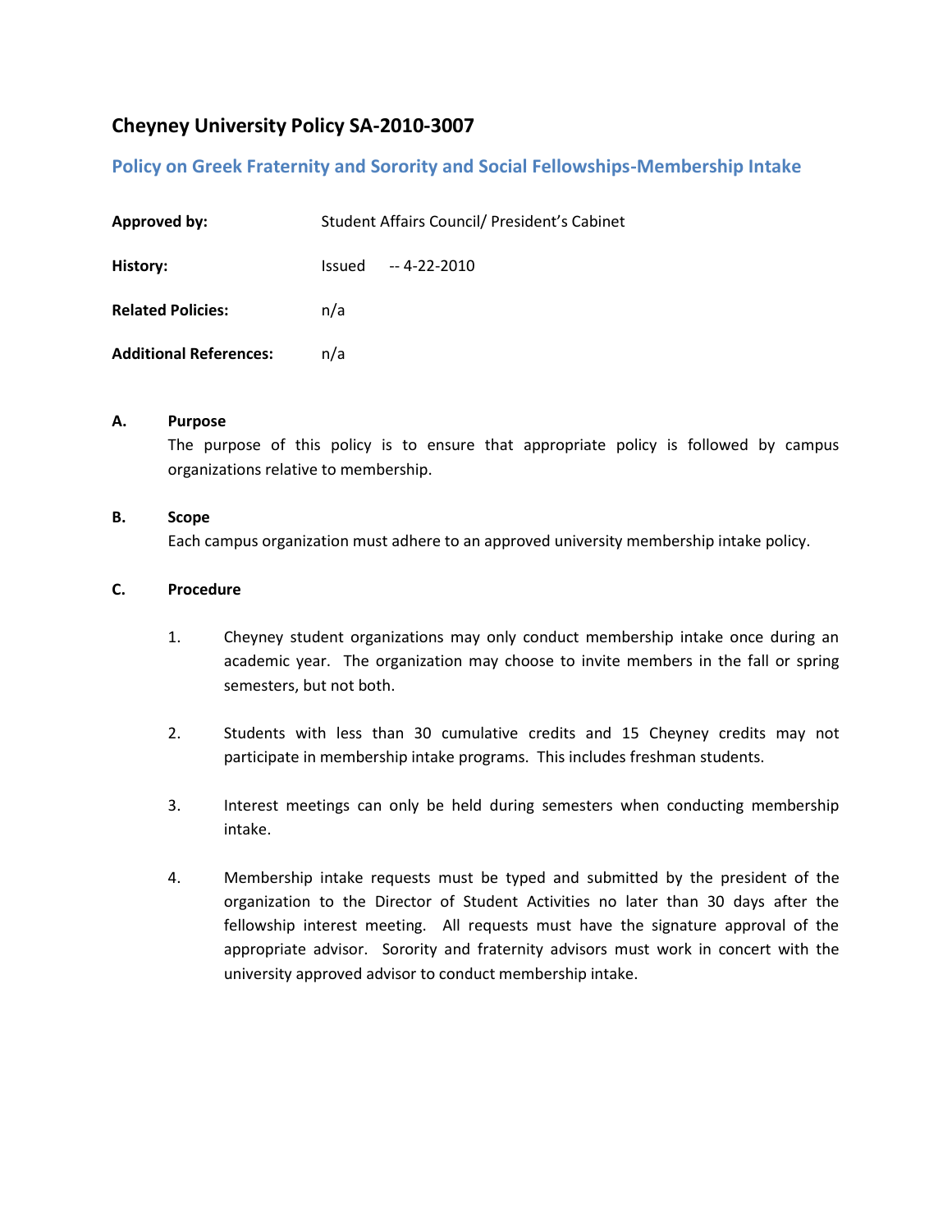# Cheyney University Policy SA-2010-3007

## Policy on Greek Fraternity and Sorority and Social Fellowships-Membership Intake

**Approved by:** Student Affairs Council/ President's Cabinet

**History:** Issued -- 4-22-2010

**Related Policies:** n/a

**Additional References:** n/a

**A. Purpose**

The purpose of this policy is to ensure that appropriate policy is followed by campus organizations relative to membership.

**B. Scope**

Each campus organization must adhere to an approved university membership intake policy.

**C. Procedure**

1. Cheyney student organizations may only conduct membership intake once during an academic year. The organization may choose to invite members in the fall or spring semesters, but not both.

2. Students with less than 30 cumulative credits and 15 Cheyney credits may not participate in membership intake programs. This includes freshman students.

3. Interest meetings can only be held during semesters when conducting membership intake.

4. Membership intake requests must be typed and submitted by the president of the organization to the Director of Student Activities no later than 30 days after the fellowship interest meeting. All requests must have the signature approval of the appropriate advisor. Sorority and fraternity advisors must work in concert with the university approved advisor to conduct membership intake.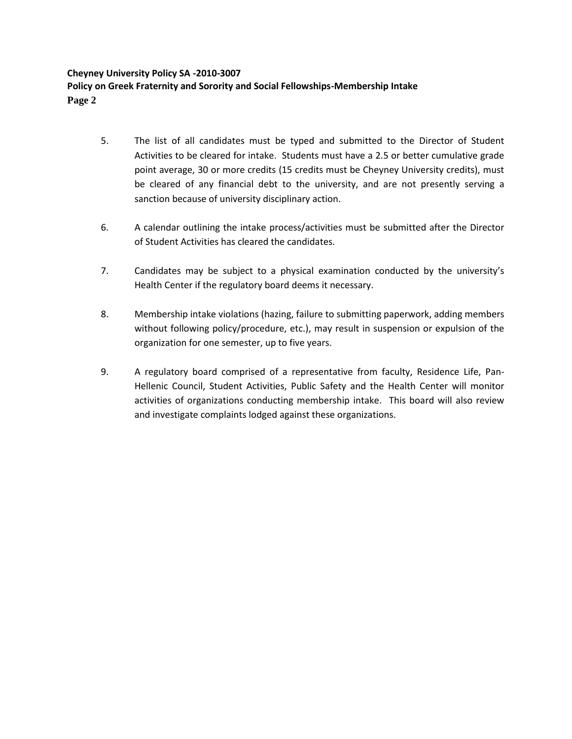5. The list of all candidates must be typed and submitted to the Director of Student Activities to be cleared for intake. Students must have a 2.5 or better cumulative grade point average, 30 or more credits (15 credits must be Cheyney University credits), must be cleared of any financial debt to the university, and are not presently serving a sanction because of university disciplinary action.

6. A calendar outlining the intake process/activities must be submitted after the Director of Student Activities has cleared the candidates.

7. Candidates may be subject to a physical examination conducted by the university's Health Center if the regulatory board deems it necessary.

8. Membership intake violations (hazing, failure to submitting paperwork, adding members without following policy/procedure, etc.), may result in suspension or expulsion of the organization for one semester, up to five years.

9. A regulatory board comprised of a representative from faculty, Residence Life, Pan-Hellenic Council, Student Activities, Public Safety and the Health Center will monitor activities of organizations conducting membership intake. This board will also review and investigate complaints lodged against these organizations.